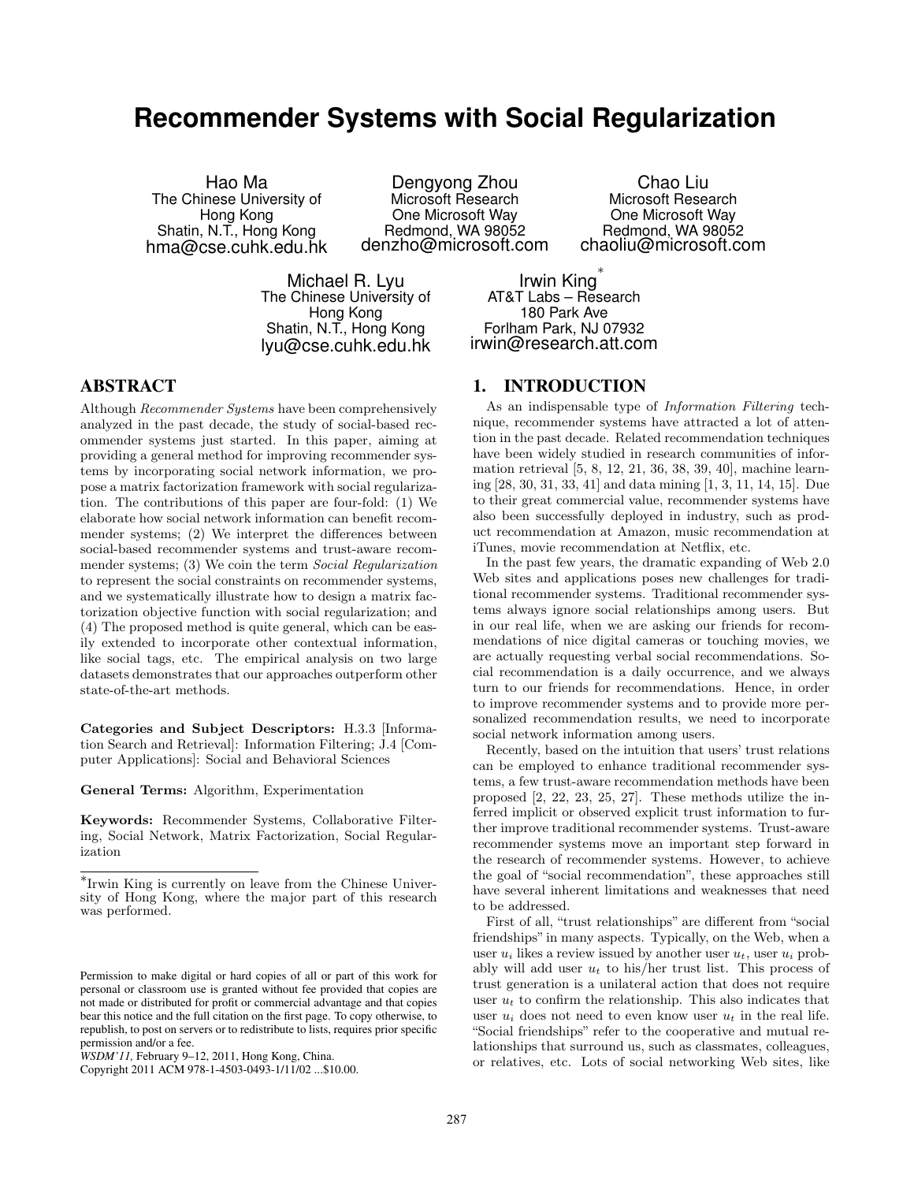# Recommender Systems with Social Regularization

Hao Ma
The Chinese University of Hong Kong
Shatin, N.T., Hong Kong
hma@cse.cuhk.edu.hk

Dengyong Zhou
Microsoft Research
One Microsoft Way
Redmond, WA 98052
denzho@microsoft.com

Chao Liu
Microsoft Research
One Microsoft Way
Redmond, WA 98052
chaoliu@microsoft.com

Michael R. Lyu
The Chinese University of Hong Kong
Shatin, N.T., Hong Kong
lyu@cse.cuhk.edu.hk

Irwin King[*]
AT&T Labs – Research
180 Park Ave
Forlham Park, NJ 07932
irwin@research.att.com

## ABSTRACT

Although *Recommender Systems* have been comprehensively analyzed in the past decade, the study of social-based recommender systems just started. In this paper, aiming at providing a general method for improving recommender systems by incorporating social network information, we propose a matrix factorization framework with social regularization. The contributions of this paper are four-fold: (1) We elaborate how social network information can benefit recommender systems; (2) We interpret the differences between social-based recommender systems and trust-aware recommender systems; (3) We coin the term *Social Regularization* to represent the social constraints on recommender systems, and we systematically illustrate how to design a matrix factorization objective function with social regularization; and (4) The proposed method is quite general, which can be easily extended to incorporate other contextual information, like social tags, etc. The empirical analysis on two large datasets demonstrates that our approaches outperform other state-of-the-art methods.

**Categories and Subject Descriptors:** H.3.3 [Information Search and Retrieval]: Information Filtering; J.4 [Computer Applications]: Social and Behavioral Sciences

**General Terms:** Algorithm, Experimentation

**Keywords:** Recommender Systems, Collaborative Filtering, Social Network, Matrix Factorization, Social Regularization

[*]Irwin King is currently on leave from the Chinese University of Hong Kong, where the major part of this research was performed.

Permission to make digital or hard copies of all or part of this work for personal or classroom use is granted without fee provided that copies are not made or distributed for profit or commercial advantage and that copies bear this notice and the full citation on the first page. To copy otherwise, to republish, to post on servers or to redistribute to lists, requires prior specific permission and/or a fee.
*WSDM'11*, February 9–12, 2011, Hong Kong, China.
Copyright 2011 ACM 978-1-4503-0493-1/11/02 ...$10.00.

## 1. INTRODUCTION

As an indispensable type of *Information Filtering* technique, recommender systems have attracted a lot of attention in the past decade. Related recommendation techniques have been widely studied in research communities of information retrieval [5, 8, 12, 21, 36, 38, 39, 40], machine learning [28, 30, 31, 33, 41] and data mining [1, 3, 11, 14, 15]. Due to their great commercial value, recommender systems have also been successfully deployed in industry, such as product recommendation at Amazon, music recommendation at iTunes, movie recommendation at Netflix, etc.

In the past few years, the dramatic expanding of Web 2.0 Web sites and applications poses new challenges for traditional recommender systems. Traditional recommender systems always ignore social relationships among users. But in our real life, when we are asking our friends for recommendations of nice digital cameras or touching movies, we are actually requesting verbal social recommendations. Social recommendation is a daily occurrence, and we always turn to our friends for recommendations. Hence, in order to improve recommender systems and to provide more personalized recommendation results, we need to incorporate social network information among users.

Recently, based on the intuition that users' trust relations can be employed to enhance traditional recommender systems, a few trust-aware recommendation methods have been proposed [2, 22, 23, 25, 27]. These methods utilize the inferred implicit or observed explicit trust information to further improve traditional recommender systems. Trust-aware recommender systems move an important step forward in the research of recommender systems. However, to achieve the goal of "social recommendation", these approaches still have several inherent limitations and weaknesses that need to be addressed.

First of all, "trust relationships" are different from "social friendships" in many aspects. Typically, on the Web, when a user $u_i$ likes a review issued by another user $u_t$, user $u_i$ probably will add user $u_t$ to his/her trust list. This process of trust generation is a unilateral action that does not require user $u_t$ to confirm the relationship. This also indicates that user $u_i$ does not need to even know user $u_t$ in the real life. "Social friendships" refer to the cooperative and mutual relationships that surround us, such as classmates, colleagues, or relatives, etc. Lots of social networking Web sites, like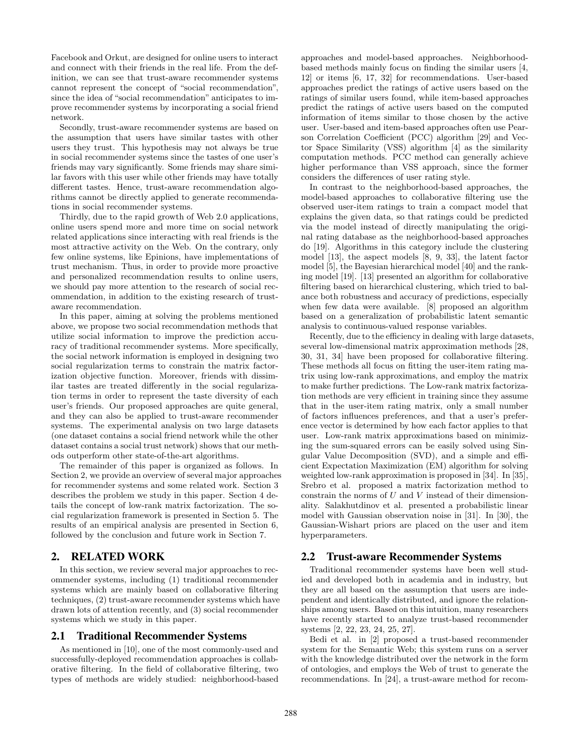Facebook and Orkut, are designed for online users to interact and connect with their friends in the real life. From the definition, we can see that trust-aware recommender systems cannot represent the concept of "social recommendation", since the idea of "social recommendation" anticipates to improve recommender systems by incorporating a social friend network.

Secondly, trust-aware recommender systems are based on the assumption that users have similar tastes with other users they trust. This hypothesis may not always be true in social recommender systems since the tastes of one user's friends may vary significantly. Some friends may share similar favors with this user while other friends may have totally different tastes. Hence, trust-aware recommendation algorithms cannot be directly applied to generate recommendations in social recommender systems.

Thirdly, due to the rapid growth of Web 2.0 applications, online users spend more and more time on social network related applications since interacting with real friends is the most attractive activity on the Web. On the contrary, only few online systems, like Epinions, have implementations of trust mechanism. Thus, in order to provide more proactive and personalized recommendation results to online users, we should pay more attention to the research of social recommendation, in addition to the existing research of trust-aware recommendation.

In this paper, aiming at solving the problems mentioned above, we propose two social recommendation methods that utilize social information to improve the prediction accuracy of traditional recommender systems. More specifically, the social network information is employed in designing two social regularization terms to constrain the matrix factorization objective function. Moreover, friends with dissimilar tastes are treated differently in the social regularization terms in order to represent the taste diversity of each user's friends. Our proposed approaches are quite general, and they can also be applied to trust-aware recommender systems. The experimental analysis on two large datasets (one dataset contains a social friend network while the other dataset contains a social trust network) shows that our methods outperform other state-of-the-art algorithms.

The remainder of this paper is organized as follows. In Section 2, we provide an overview of several major approaches for recommender systems and some related work. Section 3 describes the problem we study in this paper. Section 4 details the concept of low-rank matrix factorization. The social regularization framework is presented in Section 5. The results of an empirical analysis are presented in Section 6, followed by the conclusion and future work in Section 7.

## 2. RELATED WORK

In this section, we review several major approaches to recommender systems, including (1) traditional recommender systems which are mainly based on collaborative filtering techniques, (2) trust-aware recommender systems which have drawn lots of attention recently, and (3) social recommender systems which we study in this paper.

### 2.1 Traditional Recommender Systems

As mentioned in [10], one of the most commonly-used and successfully-deployed recommendation approaches is collaborative filtering. In the field of collaborative filtering, two types of methods are widely studied: neighborhood-based approaches and model-based approaches. Neighborhood-based methods mainly focus on finding the similar users [4, 12] or items [6, 17, 32] for recommendations. User-based approaches predict the ratings of active users based on the ratings of similar users found, while item-based approaches predict the ratings of active users based on the computed information of items similar to those chosen by the active user. User-based and item-based approaches often use Pearson Correlation Coefficient (PCC) algorithm [29] and Vector Space Similarity (VSS) algorithm [4] as the similarity computation methods. PCC method can generally achieve higher performance than VSS approach, since the former considers the differences of user rating style.

In contrast to the neighborhood-based approaches, the model-based approaches to collaborative filtering use the observed user-item ratings to train a compact model that explains the given data, so that ratings could be predicted via the model instead of directly manipulating the original rating database as the neighborhood-based approaches do [19]. Algorithms in this category include the clustering model [13], the aspect models [8, 9, 33], the latent factor model [5], the Bayesian hierarchical model [40] and the ranking model [19]. [13] presented an algorithm for collaborative filtering based on hierarchical clustering, which tried to balance both robustness and accuracy of predictions, especially when few data were available. [8] proposed an algorithm based on a generalization of probabilistic latent semantic analysis to continuous-valued response variables.

Recently, due to the efficiency in dealing with large datasets, several low-dimensional matrix approximation methods [28, 30, 31, 34] have been proposed for collaborative filtering. These methods all focus on fitting the user-item rating matrix using low-rank approximations, and employ the matrix to make further predictions. The Low-rank matrix factorization methods are very efficient in training since they assume that in the user-item rating matrix, only a small number of factors influences preferences, and that a user's preference vector is determined by how each factor applies to that user. Low-rank matrix approximations based on minimizing the sum-squared errors can be easily solved using Singular Value Decomposition (SVD), and a simple and efficient Expectation Maximization (EM) algorithm for solving weighted low-rank approximation is proposed in [34]. In [35], Srebro et al. proposed a matrix factorization method to constrain the norms of $U$ and $V$ instead of their dimensionality. Salakhutdinov et al. presented a probabilistic linear model with Gaussian observation noise in [31]. In [30], the Gaussian-Wishart priors are placed on the user and item hyperparameters.

### 2.2 Trust-aware Recommender Systems

Traditional recommender systems have been well studied and developed both in academia and in industry, but they are all based on the assumption that users are independent and identically distributed, and ignore the relationships among users. Based on this intuition, many researchers have recently started to analyze trust-based recommender systems [2, 22, 23, 24, 25, 27].

Bedi et al. in [2] proposed a trust-based recommender system for the Semantic Web; this system runs on a server with the knowledge distributed over the network in the form of ontologies, and employs the Web of trust to generate the recommendations. In [24], a trust-aware method for recom-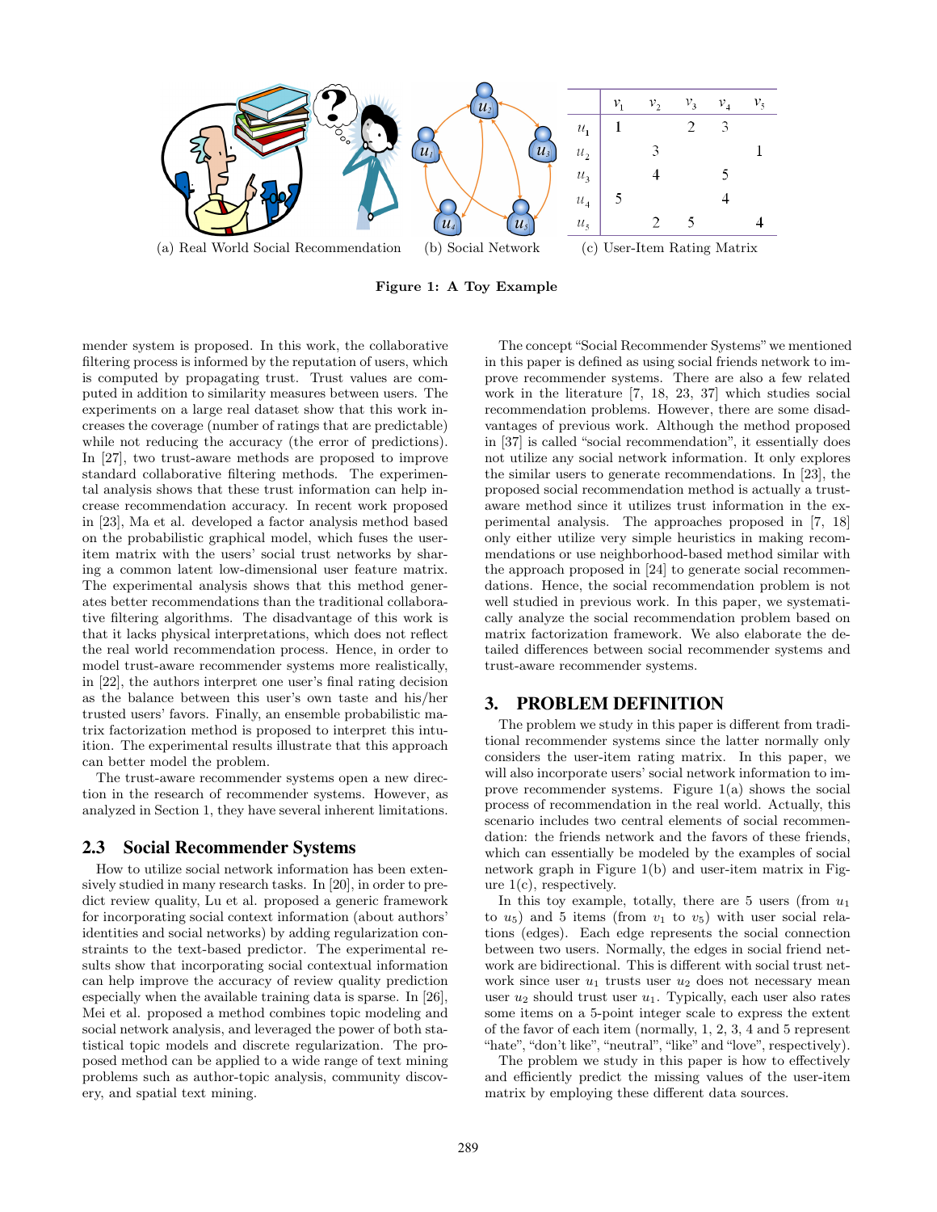|  | $v_1$ | $v_2$ | $v_3$ | $v_4$ | $v_5$ |
|---|---|---|---|---|---|
| $u_1$ | 1 |  | 2 | 3 |  |
| $u_2$ |  | 3 |  |  | 1 |
| $u_3$ |  | 4 |  | 5 |  |
| $u_4$ | 5 |  |  | 4 |  |
| $u_5$ |  | 2 | 5 |  | 4 |

(a) Real World Social Recommendation (b) Social Network (c) User-Item Rating Matrix

**Figure 1: A Toy Example**

mender system is proposed. In this work, the collaborative filtering process is informed by the reputation of users, which is computed by propagating trust. Trust values are computed in addition to similarity measures between users. The experiments on a large real dataset show that this work increases the coverage (number of ratings that are predictable) while not reducing the accuracy (the error of predictions). In [27], two trust-aware methods are proposed to improve standard collaborative filtering methods. The experimental analysis shows that these trust information can help increase recommendation accuracy. In recent work proposed in [23], Ma et al. developed a factor analysis method based on the probabilistic graphical model, which fuses the user-item matrix with the users' social trust networks by sharing a common latent low-dimensional user feature matrix. The experimental analysis shows that this method generates better recommendations than the traditional collaborative filtering algorithms. The disadvantage of this work is that it lacks physical interpretations, which does not reflect the real world recommendation process. Hence, in order to model trust-aware recommender systems more realistically, in [22], the authors interpret one user's final rating decision as the balance between this user's own taste and his/her trusted users' favors. Finally, an ensemble probabilistic matrix factorization method is proposed to interpret this intuition. The experimental results illustrate that this approach can better model the problem.

The trust-aware recommender systems open a new direction in the research of recommender systems. However, as analyzed in Section 1, they have several inherent limitations.

### 2.3 Social Recommender Systems

How to utilize social network information has been extensively studied in many research tasks. In [20], in order to predict review quality, Lu et al. proposed a generic framework for incorporating social context information (about authors' identities and social networks) by adding regularization constraints to the text-based predictor. The experimental results show that incorporating social contextual information can help improve the accuracy of review quality prediction especially when the available training data is sparse. In [26], Mei et al. proposed a method combines topic modeling and social network analysis, and leveraged the power of both statistical topic models and discrete regularization. The proposed method can be applied to a wide range of text mining problems such as author-topic analysis, community discovery, and spatial text mining.

The concept "Social Recommender Systems" we mentioned in this paper is defined as using social friends network to improve recommender systems. There are also a few related work in the literature [7, 18, 23, 37] which studies social recommendation problems. However, there are some disadvantages of previous work. Although the method proposed in [37] is called "social recommendation", it essentially does not utilize any social network information. It only explores the similar users to generate recommendations. In [23], the proposed social recommendation method is actually a trust-aware method since it utilizes trust information in the experimental analysis. The approaches proposed in [7, 18] only either utilize very simple heuristics in making recommendations or use neighborhood-based method similar with the approach proposed in [24] to generate social recommendations. Hence, the social recommendation problem is not well studied in previous work. In this paper, we systematically analyze the social recommendation problem based on matrix factorization framework. We also elaborate the detailed differences between social recommender systems and trust-aware recommender systems.

## 3. PROBLEM DEFINITION

The problem we study in this paper is different from traditional recommender systems since the latter normally only considers the user-item rating matrix. In this paper, we will also incorporate users' social network information to improve recommender systems. Figure 1(a) shows the social process of recommendation in the real world. Actually, this scenario includes two central elements of social recommendation: the friends network and the favors of these friends, which can essentially be modeled by the examples of social network graph in Figure 1(b) and user-item matrix in Figure 1(c), respectively.

In this toy example, totally, there are 5 users (from $u_1$ to $u_5$) and 5 items (from $v_1$ to $v_5$) with user social relations (edges). Each edge represents the social connection between two users. Normally, the edges in social friend network are bidirectional. This is different with social trust network since user $u_1$ trusts user $u_2$ does not necessary mean user $u_2$ should trust user $u_1$. Typically, each user also rates some items on a 5-point integer scale to express the extent of the favor of each item (normally, 1, 2, 3, 4 and 5 represent "hate", "don't like", "neutral", "like" and "love", respectively).

The problem we study in this paper is how to effectively and efficiently predict the missing values of the user-item matrix by employing these different data sources.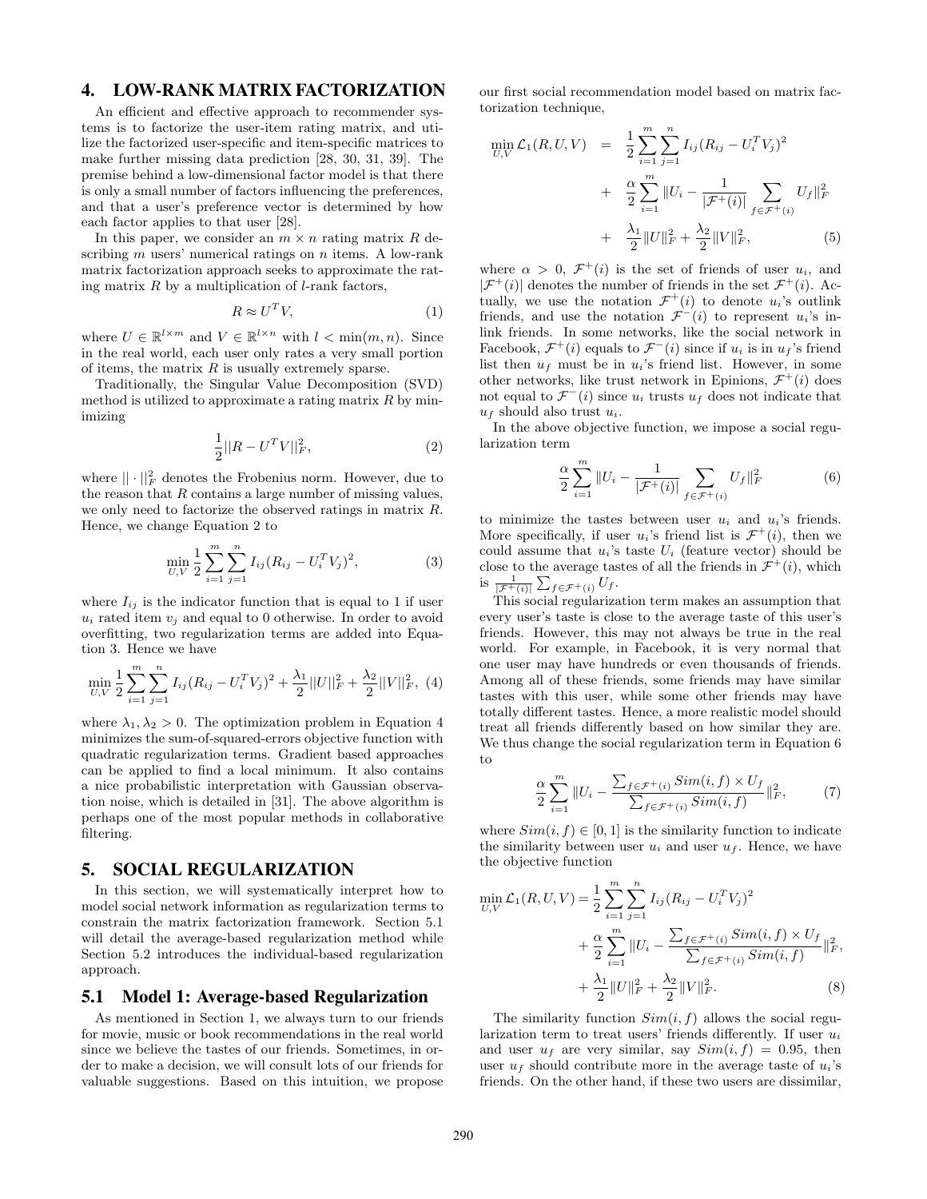## 4. LOW-RANK MATRIX FACTORIZATION

An efficient and effective approach to recommender systems is to factorize the user-item rating matrix, and utilize the factorized user-specific and item-specific matrices to make further missing data prediction [28, 30, 31, 39]. The premise behind a low-dimensional factor model is that there is only a small number of factors influencing the preferences, and that a user's preference vector is determined by how each factor applies to that user [28].

In this paper, we consider an $m \times n$ rating matrix $R$ describing $m$ users' numerical ratings on $n$ items. A low-rank matrix factorization approach seeks to approximate the rating matrix $R$ by a multiplication of $l$-rank factors,

$$R \approx U^T V, \tag{1}$$

where $U \in \mathbb{R}^{l \times m}$ and $V \in \mathbb{R}^{l \times n}$ with $l < \min(m, n)$. Since in the real world, each user only rates a very small portion of items, the matrix $R$ is usually extremely sparse.

Traditionally, the Singular Value Decomposition (SVD) method is utilized to approximate a rating matrix $R$ by minimizing

$$\frac{1}{2}||R - U^T V||_F^2, \tag{2}$$

where $|| \cdot ||_F^2$ denotes the Frobenius norm. However, due to the reason that $R$ contains a large number of missing values, we only need to factorize the observed ratings in matrix $R$. Hence, we change Equation 2 to

$$\min_{U,V} \frac{1}{2} \sum_{i=1}^{m} \sum_{j=1}^{n} I_{ij} (R_{ij} - U_i^T V_j)^2, \tag{3}$$

where $I_{ij}$ is the indicator function that is equal to 1 if user $u_i$ rated item $v_j$ and equal to 0 otherwise. In order to avoid overfitting, two regularization terms are added into Equation 3. Hence we have

$$\min_{U,V} \frac{1}{2} \sum_{i=1}^{m} \sum_{j=1}^{n} I_{ij} (R_{ij} - U_i^T V_j)^2 + \frac{\lambda_1}{2}||U||_F^2 + \frac{\lambda_2}{2}||V||_F^2, \tag{4}$$

where $\lambda_1, \lambda_2 > 0$. The optimization problem in Equation 4 minimizes the sum-of-squared-errors objective function with quadratic regularization terms. Gradient based approaches can be applied to find a local minimum. It also contains a nice probabilistic interpretation with Gaussian observation noise, which is detailed in [31]. The above algorithm is perhaps one of the most popular methods in collaborative filtering.

## 5. SOCIAL REGULARIZATION

In this section, we will systematically interpret how to model social network information as regularization terms to constrain the matrix factorization framework. Section 5.1 will detail the average-based regularization method while Section 5.2 introduces the individual-based regularization approach.

### 5.1 Model 1: Average-based Regularization

As mentioned in Section 1, we always turn to our friends for movie, music or book recommendations in the real world since we believe the tastes of our friends. Sometimes, in order to make a decision, we will consult lots of our friends for valuable suggestions. Based on this intuition, we propose our first social recommendation model based on matrix factorization technique,

$$\begin{aligned} \min_{U,V} \mathcal{L}_1(R, U, V) &= \frac{1}{2} \sum_{i=1}^{m} \sum_{j=1}^{n} I_{ij} (R_{ij} - U_i^T V_j)^2 \\ &+ \frac{\alpha}{2} \sum_{i=1}^{m} \|U_i - \frac{1}{|\mathcal{F}^+(i)|} \sum_{f \in \mathcal{F}^+(i)} U_f\|_F^2 \\ &+ \frac{\lambda_1}{2}\|U\|_F^2 + \frac{\lambda_2}{2}\|V\|_F^2, \end{aligned} \tag{5}$$

where $\alpha > 0$, $\mathcal{F}^+(i)$ is the set of friends of user $u_i$, and $|\mathcal{F}^+(i)|$ denotes the number of friends in the set $\mathcal{F}^+(i)$. Actually, we use the notation $\mathcal{F}^+(i)$ to denote $u_i$'s outlink friends, and use the notation $\mathcal{F}^-(i)$ to represent $u_i$'s inlink friends. In some networks, like the social network in Facebook, $\mathcal{F}^+(i)$ equals to $\mathcal{F}^-(i)$ since if $u_i$ is in $u_f$'s friend list then $u_f$ must be in $u_i$'s friend list. However, in some other networks, like trust network in Epinions, $\mathcal{F}^+(i)$ does not equal to $\mathcal{F}^-(i)$ since $u_i$ trusts $u_f$ does not indicate that $u_f$ should also trust $u_i$.

In the above objective function, we impose a social regularization term

$$\frac{\alpha}{2} \sum_{i=1}^{m} \|U_i - \frac{1}{|\mathcal{F}^+(i)|} \sum_{f \in \mathcal{F}^+(i)} U_f\|_F^2 \tag{6}$$

to minimize the tastes between user $u_i$ and $u_i$'s friends. More specifically, if user $u_i$'s friend list is $\mathcal{F}^+(i)$, then we could assume that $u_i$'s taste $U_i$ (feature vector) should be close to the average tastes of all the friends in $\mathcal{F}^+(i)$, which is $\frac{1}{|\mathcal{F}^+(i)|} \sum_{f \in \mathcal{F}^+(i)} U_f$.

This social regularization term makes an assumption that every user's taste is close to the average taste of this user's friends. However, this may not always be true in the real world. For example, in Facebook, it is very normal that one user may have hundreds or even thousands of friends. Among all of these friends, some friends may have similar tastes with this user, while some other friends may have totally different tastes. Hence, a more realistic model should treat all friends differently based on how similar they are. We thus change the social regularization term in Equation 6 to

$$\frac{\alpha}{2} \sum_{i=1}^{m} \|U_i - \frac{\sum_{f \in \mathcal{F}^+(i)} Sim(i, f) \times U_f}{\sum_{f \in \mathcal{F}^+(i)} Sim(i, f)}\|_F^2, \tag{7}$$

where $Sim(i, f) \in [0, 1]$ is the similarity function to indicate the similarity between user $u_i$ and user $u_f$. Hence, we have the objective function

$$\begin{aligned} \min_{U,V} \mathcal{L}_1(R, U, V) = &\frac{1}{2} \sum_{i=1}^{m} \sum_{j=1}^{n} I_{ij} (R_{ij} - U_i^T V_j)^2 \\ &+ \frac{\alpha}{2} \sum_{i=1}^{m} \|U_i - \frac{\sum_{f \in \mathcal{F}^+(i)} Sim(i, f) \times U_f}{\sum_{f \in \mathcal{F}^+(i)} Sim(i, f)}\|_F^2, \\ &+ \frac{\lambda_1}{2}\|U\|_F^2 + \frac{\lambda_2}{2}\|V\|_F^2. \end{aligned} \tag{8}$$

The similarity function $Sim(i, f)$ allows the social regularization term to treat users' friends differently. If user $u_i$ and user $u_f$ are very similar, say $Sim(i, f) = 0.95$, then user $u_f$ should contribute more in the average taste of $u_i$'s friends. On the other hand, if these two users are dissimilar,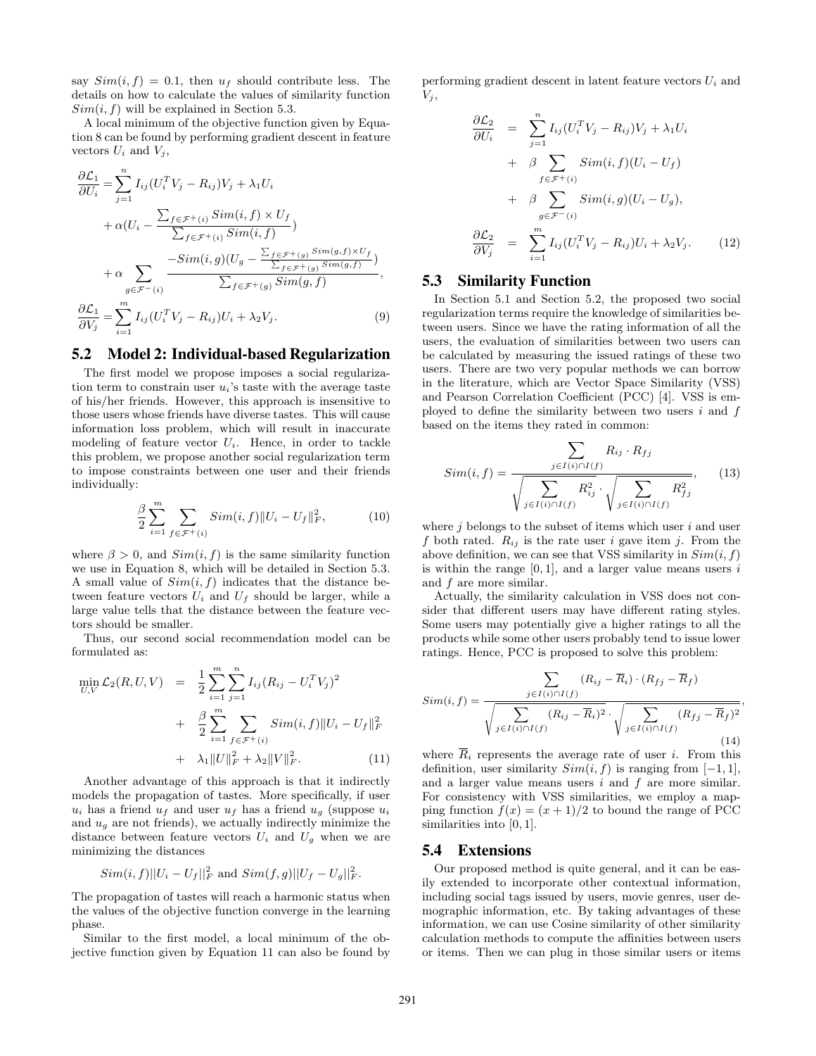say $Sim(i,f) = 0.1$, then $u_f$ should contribute less. The details on how to calculate the values of similarity function $Sim(i,f)$ will be explained in Section 5.3.

A local minimum of the objective function given by Equation 8 can be found by performing gradient descent in feature vectors $U_i$ and $V_j$,

$$
\begin{aligned}
\frac{\partial \mathcal{L}_1}{\partial U_i} =& \sum_{j=1}^{n} I_{ij}(U_i^T V_j - R_{ij})V_j + \lambda_1 U_i \\
&+ \alpha\Big(U_i - \frac{\sum_{f\in\mathcal{F}^+(i)} Sim(i,f) \times U_f}{\sum_{f\in\mathcal{F}^+(i)} Sim(i,f)}\Big) \\
&+ \alpha \sum_{g\in\mathcal{F}^-(i)} \frac{-Sim(i,g)\big(U_g - \frac{\sum_{f\in\mathcal{F}^+(g)} Sim(g,f)\times U_f}{\sum_{f\in\mathcal{F}^+(g)} Sim(g,f)}\big)}{\sum_{f\in\mathcal{F}^+(g)} Sim(g,f)}, \\
\frac{\partial \mathcal{L}_1}{\partial V_j} =& \sum_{i=1}^{m} I_{ij}(U_i^T V_j - R_{ij})U_i + \lambda_2 V_j. \qquad (9)
\end{aligned}
$$

## 5.2 Model 2: Individual-based Regularization

The first model we propose imposes a social regularization term to constrain user $u_i$'s taste with the average taste of his/her friends. However, this approach is insensitive to those users whose friends have diverse tastes. This will cause information loss problem, which will result in inaccurate modeling of feature vector $U_i$. Hence, in order to tackle this problem, we propose another social regularization term to impose constraints between one user and their friends individually:

$$
\frac{\beta}{2}\sum_{i=1}^{m}\sum_{f\in\mathcal{F}^+(i)} Sim(i,f)\|U_i - U_f\|_F^2, \qquad (10)
$$

where $\beta > 0$, and $Sim(i,f)$ is the same similarity function we use in Equation 8, which will be detailed in Section 5.3. A small value of $Sim(i,f)$ indicates that the distance between feature vectors $U_i$ and $U_f$ should be larger, while a large value tells that the distance between the feature vectors should be smaller.

Thus, our second social recommendation model can be formulated as:

$$
\begin{aligned}
\min_{U,V} \mathcal{L}_2(R,U,V) &= \frac{1}{2}\sum_{i=1}^{m}\sum_{j=1}^{n} I_{ij}(R_{ij} - U_i^T V_j)^2 \\
&+ \frac{\beta}{2}\sum_{i=1}^{m}\sum_{f\in\mathcal{F}^+(i)} Sim(i,f)\|U_i - U_f\|_F^2 \\
&+ \lambda_1\|U\|_F^2 + \lambda_2\|V\|_F^2. \qquad (11)
\end{aligned}
$$

Another advantage of this approach is that it indirectly models the propagation of tastes. More specifically, if user $u_i$ has a friend user $u_f$ and user $u_f$ has a friend $u_g$ (suppose $u_i$ and $u_g$ are not friends), we actually indirectly minimize the distance between feature vectors $U_i$ and $U_g$ when we are minimizing the distances

$$
Sim(i,f)||U_i - U_f||_F^2 \text{ and } Sim(f,g)||U_f - U_g||_F^2.
$$

The propagation of tastes will reach a harmonic status when the values of the objective function converge in the learning phase.

Similar to the first model, a local minimum of the objective function given by Equation 11 can also be found by performing gradient descent in latent feature vectors $U_i$ and $V_j$,

$$
\begin{aligned}
\frac{\partial \mathcal{L}_2}{\partial U_i} &= \sum_{j=1}^{n} I_{ij}(U_i^T V_j - R_{ij})V_j + \lambda_1 U_i \\
&+ \beta \sum_{f\in\mathcal{F}^+(i)} Sim(i,f)(U_i - U_f) \\
&+ \beta \sum_{g\in\mathcal{F}^-(i)} Sim(i,g)(U_i - U_g), \\
\frac{\partial \mathcal{L}_2}{\partial V_j} &= \sum_{i=1}^{m} I_{ij}(U_i^T V_j - R_{ij})U_i + \lambda_2 V_j. \qquad (12)
\end{aligned}
$$

## 5.3 Similarity Function

In Section 5.1 and Section 5.2, the proposed two social regularization terms require the knowledge of similarities between users. Since we have the rating information of all the users, the evaluation of similarities between two users can be calculated by measuring the issued ratings of these two users. There are two very popular methods we can borrow in the literature, which are Vector Space Similarity (VSS) and Pearson Correlation Coefficient (PCC) [4]. VSS is employed to define the similarity between two users $i$ and $f$ based on the items they rated in common:

$$
Sim(i,f) = \frac{\sum_{j\in I(i)\cap I(f)} R_{ij}\cdot R_{fj}}{\sqrt{\sum_{j\in I(i)\cap I(f)} R_{ij}^2}\cdot\sqrt{\sum_{j\in I(i)\cap I(f)} R_{fj}^2}}, \qquad (13)
$$

where $j$ belongs to the subset of items which user $i$ and user $f$ both rated. $R_{ij}$ is the rate user $i$ gave item $j$. From the above definition, we can see that VSS similarity in $Sim(i,f)$ is within the range $[0,1]$, and a larger value means users $i$ and $f$ are more similar.

Actually, the similarity calculation in VSS does not consider that different users may have different rating styles. Some users may potentially give a higher ratings to all the products while some other users probably tend to issue lower ratings. Hence, PCC is proposed to solve this problem:

$$
Sim(i,f) = \frac{\sum_{j\in I(i)\cap I(f)} (R_{ij} - \overline{R}_i)\cdot(R_{fj} - \overline{R}_f)}{\sqrt{\sum_{j\in I(i)\cap I(f)} (R_{ij} - \overline{R}_i)^2}\cdot\sqrt{\sum_{j\in I(i)\cap I(f)} (R_{fj} - \overline{R}_f)^2}}, \qquad (14)
$$

where $\overline{R}_i$ represents the average rate of user $i$. From this definition, user similarity $Sim(i,f)$ is ranging from $[-1,1]$, and a larger value means users $i$ and $f$ are more similar. For consistency with VSS similarities, we employ a mapping function $f(x) = (x+1)/2$ to bound the range of PCC similarities into $[0,1]$.

## 5.4 Extensions

Our proposed method is quite general, and it can be easily extended to incorporate other contextual information, including social tags issued by users, movie genres, user demographic information, etc. By taking advantages of these information, we can use Cosine similarity of other similarity calculation methods to compute the affinities between users or items. Then we can plug in those similar users or items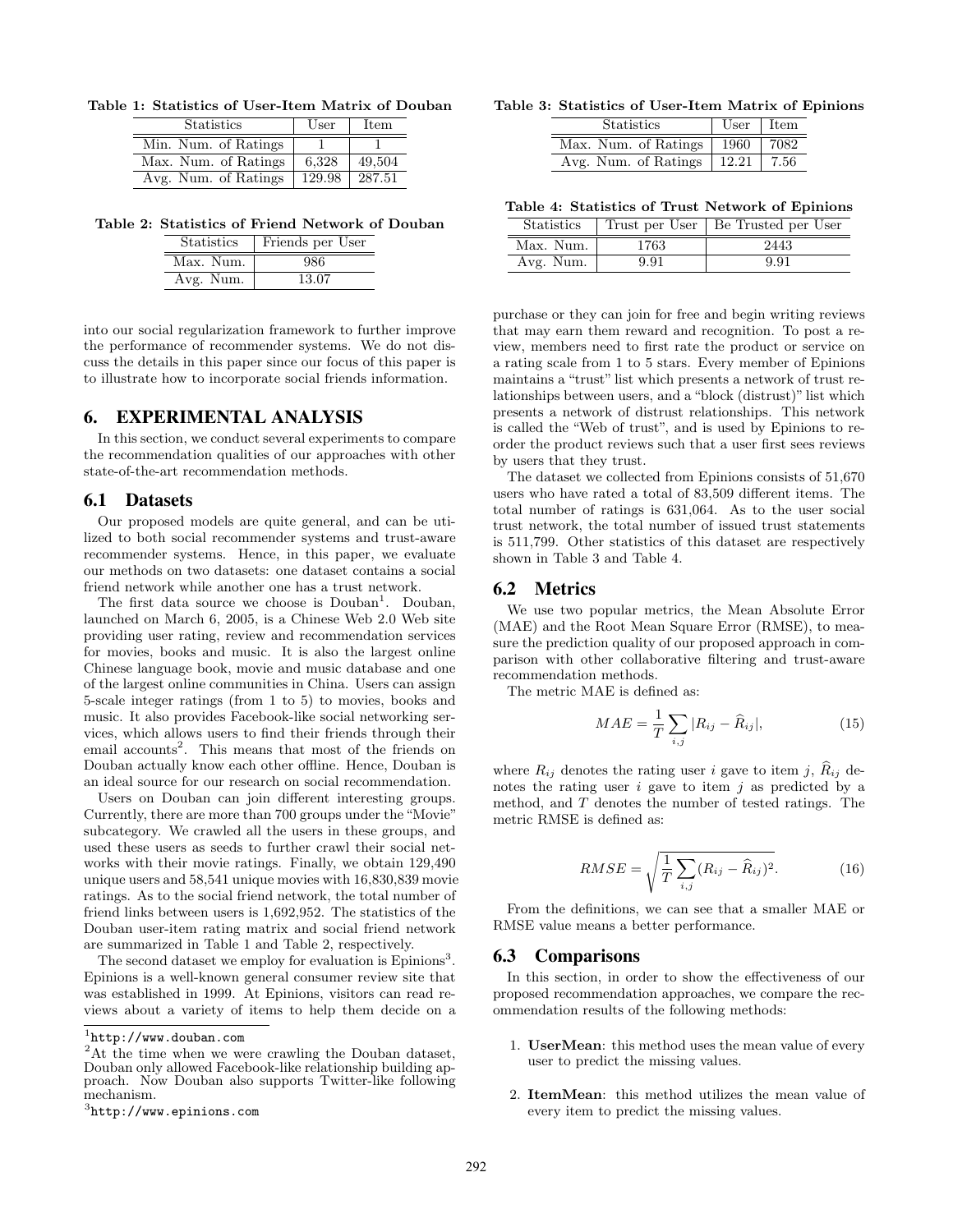**Table 1: Statistics of User-Item Matrix of Douban**

| Statistics | User | Item |
|---|---|---|
| Min. Num. of Ratings | 1 | 1 |
| Max. Num. of Ratings | 6,328 | 49,504 |
| Avg. Num. of Ratings | 129.98 | 287.51 |

**Table 2: Statistics of Friend Network of Douban**

| Statistics | Friends per User |
|---|---|
| Max. Num. | 986 |
| Avg. Num. | 13.07 |

into our social regularization framework to further improve the performance of recommender systems. We do not discuss the details in this paper since our focus of this paper is to illustrate how to incorporate social friends information.

## 6. EXPERIMENTAL ANALYSIS

In this section, we conduct several experiments to compare the recommendation qualities of our approaches with other state-of-the-art recommendation methods.

### 6.1 Datasets

Our proposed models are quite general, and can be utilized to both social recommender systems and trust-aware recommender systems. Hence, in this paper, we evaluate our methods on two datasets: one dataset contains a social friend network while another one has a trust network.

The first data source we choose is Douban[1]. Douban, launched on March 6, 2005, is a Chinese Web 2.0 Web site providing user rating, review and recommendation services for movies, books and music. It is also the largest online Chinese language book, movie and music database and one of the largest online communities in China. Users can assign 5-scale integer ratings (from 1 to 5) to movies, books and music. It also provides Facebook-like social networking services, which allows users to find their friends through their email accounts[2]. This means that most of the friends on Douban actually know each other offline. Hence, Douban is an ideal source for our research on social recommendation.

Users on Douban can join different interesting groups. Currently, there are more than 700 groups under the "Movie" subcategory. We crawled all the users in these groups, and used these users as seeds to further crawl their social networks with their movie ratings. Finally, we obtain 129,490 unique users and 58,541 unique movies with 16,830,839 movie ratings. As to the social friend network, the total number of friend links between users is 1,692,952. The statistics of the Douban user-item rating matrix and social friend network are summarized in Table 1 and Table 2, respectively.

The second dataset we employ for evaluation is Epinions[3]. Epinions is a well-known general consumer review site that was established in 1999. At Epinions, visitors can read reviews about a variety of items to help them decide on a purchase or they can join for free and begin writing reviews that may earn them reward and recognition. To post a review, members need to first rate the product or service on a rating scale from 1 to 5 stars. Every member of Epinions maintains a "trust" list which presents a network of trust relationships between users, and a "block (distrust)" list which presents a network of distrust relationships. This network is called the "Web of trust", and is used by Epinions to reorder the product reviews such that a user first sees reviews by users that they trust.

The dataset we collected from Epinions consists of 51,670 users who have rated a total of 83,509 different items. The total number of ratings is 631,064. As to the user social trust network, the total number of issued trust statements is 511,799. Other statistics of this dataset are respectively shown in Table 3 and Table 4.

**Table 3: Statistics of User-Item Matrix of Epinions**

| Statistics | User | Item |
|---|---|---|
| Max. Num. of Ratings | 1960 | 7082 |
| Avg. Num. of Ratings | 12.21 | 7.56 |

**Table 4: Statistics of Trust Network of Epinions**

| Statistics | Trust per User | Be Trusted per User |
|---|---|---|
| Max. Num. | 1763 | 2443 |
| Avg. Num. | 9.91 | 9.91 |

### 6.2 Metrics

We use two popular metrics, the Mean Absolute Error (MAE) and the Root Mean Square Error (RMSE), to measure the prediction quality of our proposed approach in comparison with other collaborative filtering and trust-aware recommendation methods.

The metric MAE is defined as:

$$MAE = \frac{1}{T}\sum_{i,j}|R_{ij} - \widehat{R}_{ij}|, \tag{15}$$

where $R_{ij}$ denotes the rating user $i$ gave to item $j$, $\widehat{R}_{ij}$ denotes the rating user $i$ gave to item $j$ as predicted by a method, and $T$ denotes the number of tested ratings. The metric RMSE is defined as:

$$RMSE = \sqrt{\frac{1}{T}\sum_{i,j}(R_{ij} - \widehat{R}_{ij})^2}. \tag{16}$$

From the definitions, we can see that a smaller MAE or RMSE value means a better performance.

### 6.3 Comparisons

In this section, in order to show the effectiveness of our proposed recommendation approaches, we compare the recommendation results of the following methods:

1. **UserMean**: this method uses the mean value of every user to predict the missing values.
2. **ItemMean**: this method utilizes the mean value of every item to predict the missing values.

---

[1] http://www.douban.com

[2] At the time when we were crawling the Douban dataset, Douban only allowed Facebook-like relationship building approach. Now Douban also supports Twitter-like following mechanism.

[3] http://www.epinions.com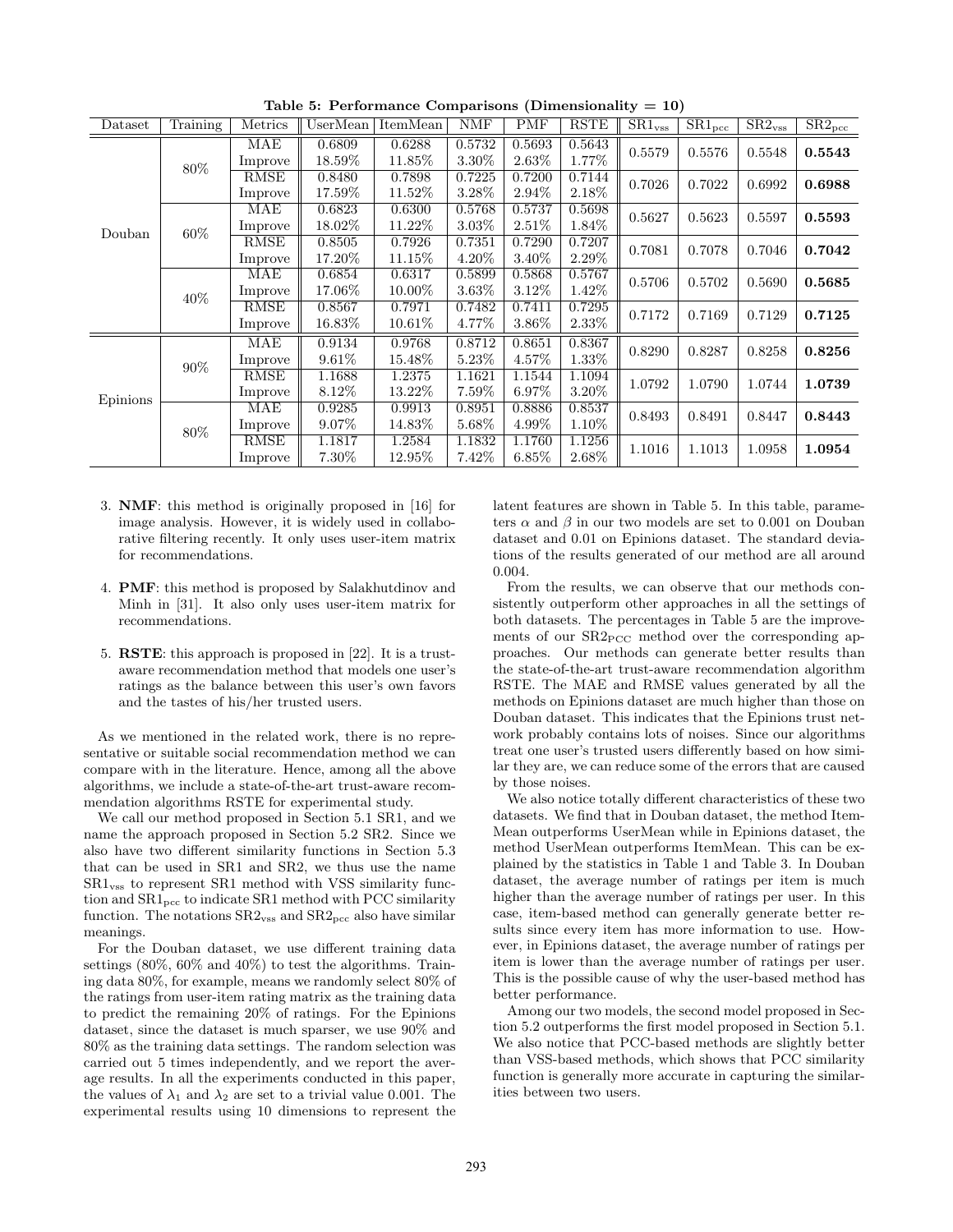**Table 5: Performance Comparisons (Dimensionality = 10)**

| Dataset | Training | Metrics | UserMean | ItemMean | NMF | PMF | RSTE | $SR1_{vss}$ | $SR1_{pcc}$ | $SR2_{vss}$ | $SR2_{pcc}$ |
|---|---|---|---|---|---|---|---|---|---|---|---|
| Douban | 80% | MAE | 0.6809 | 0.6288 | 0.5732 | 0.5693 | 0.5643 | 0.5579 | 0.5576 | 0.5548 | **0.5543** |
| | | Improve | 18.59% | 11.85% | 3.30% | 2.63% | 1.77% | | | | |
| | | RMSE | 0.8480 | 0.7898 | 0.7225 | 0.7200 | 0.7144 | 0.7026 | 0.7022 | 0.6992 | **0.6988** |
| | | Improve | 17.59% | 11.52% | 3.28% | 2.94% | 2.18% | | | | |
| | 60% | MAE | 0.6823 | 0.6300 | 0.5768 | 0.5737 | 0.5698 | 0.5627 | 0.5623 | 0.5597 | **0.5593** |
| | | Improve | 18.02% | 11.22% | 3.03% | 2.51% | 1.84% | | | | |
| | | RMSE | 0.8505 | 0.7926 | 0.7351 | 0.7290 | 0.7207 | 0.7081 | 0.7078 | 0.7046 | **0.7042** |
| | | Improve | 17.20% | 11.15% | 4.20% | 3.40% | 2.29% | | | | |
| | 40% | MAE | 0.6854 | 0.6317 | 0.5899 | 0.5868 | 0.5767 | 0.5706 | 0.5702 | 0.5690 | **0.5685** |
| | | Improve | 17.06% | 10.00% | 3.63% | 3.12% | 1.42% | | | | |
| | | RMSE | 0.8567 | 0.7971 | 0.7482 | 0.7411 | 0.7295 | 0.7172 | 0.7169 | 0.7129 | **0.7125** |
| | | Improve | 16.83% | 10.61% | 4.77% | 3.86% | 2.33% | | | | |
| Epinions | 90% | MAE | 0.9134 | 0.9768 | 0.8712 | 0.8651 | 0.8367 | 0.8290 | 0.8287 | 0.8258 | **0.8256** |
| | | Improve | 9.61% | 15.48% | 5.23% | 4.57% | 1.33% | | | | |
| | | RMSE | 1.1688 | 1.2375 | 1.1621 | 1.1544 | 1.1094 | 1.0792 | 1.0790 | 1.0744 | **1.0739** |
| | | Improve | 8.12% | 13.22% | 7.59% | 6.97% | 3.20% | | | | |
| | 80% | MAE | 0.9285 | 0.9913 | 0.8951 | 0.8886 | 0.8537 | 0.8493 | 0.8491 | 0.8447 | **0.8443** |
| | | Improve | 9.07% | 14.83% | 5.68% | 4.99% | 1.10% | | | | |
| | | RMSE | 1.1817 | 1.2584 | 1.1832 | 1.1760 | 1.1256 | 1.1016 | 1.1013 | 1.0958 | **1.0954** |
| | | Improve | 7.30% | 12.95% | 7.42% | 6.85% | 2.68% | | | | |

3. **NMF**: this method is originally proposed in [16] for image analysis. However, it is widely used in collaborative filtering recently. It only uses user-item matrix for recommendations.

4. **PMF**: this method is proposed by Salakhutdinov and Minh in [31]. It also only uses user-item matrix for recommendations.

5. **RSTE**: this approach is proposed in [22]. It is a trust-aware recommendation method that models one user's ratings as the balance between this user's own favors and the tastes of his/her trusted users.

As we mentioned in the related work, there is no representative or suitable social recommendation method we can compare with in the literature. Hence, among all the above algorithms, we include a state-of-the-art trust-aware recommendation algorithms RSTE for experimental study.

We call our method proposed in Section 5.1 SR1, and we name the approach proposed in Section 5.2 SR2. Since we also have two different similarity functions in Section 5.3 that can be used in SR1 and SR2, we thus use the name $SR1_{vss}$ to represent SR1 method with VSS similarity function and $SR1_{pcc}$ to indicate SR1 method with PCC similarity function. The notations $SR2_{vss}$ and $SR2_{pcc}$ also have similar meanings.

For the Douban dataset, we use different training data settings (80%, 60% and 40%) to test the algorithms. Training data 80%, for example, means we randomly select 80% of the ratings from user-item rating matrix as the training data to predict the remaining 20% of ratings. For the Epinions dataset, since the dataset is much sparser, we use 90% and 80% as the training data settings. The random selection was carried out 5 times independently, and we report the average results. In all the experiments conducted in this paper, the values of $\lambda_1$ and $\lambda_2$ are set to a trivial value 0.001. The experimental results using 10 dimensions to represent the latent features are shown in Table 5. In this table, parameters $\alpha$ and $\beta$ in our two models are set to 0.001 on Douban dataset and 0.01 on Epinions dataset. The standard deviations of the results generated of our method are all around 0.004.

From the results, we can observe that our methods consistently outperform other approaches in all the settings of both datasets. The percentages in Table 5 are the improvements of our $SR2_{PCC}$ method over the corresponding approaches. Our methods can generate better results than the state-of-the-art trust-aware recommendation algorithm RSTE. The MAE and RMSE values generated by all the methods on Epinions dataset are much higher than those on Douban dataset. This indicates that the Epinions trust network probably contains lots of noises. Since our algorithms treat one user's trusted users differently based on how similar they are, we can reduce some of the errors that are caused by those noises.

We also notice totally different characteristics of these two datasets. We find that in Douban dataset, the method ItemMean outperforms UserMean while in Epinions dataset, the method UserMean outperforms ItemMean. This can be explained by the statistics in Table 1 and Table 3. In Douban dataset, the average number of ratings per item is much higher than the average number of ratings per user. In this case, item-based method can generally generate better results since every item has more information to use. However, in Epinions dataset, the average number of ratings per item is lower than the average number of ratings per user. This is the possible cause of why the user-based method has better performance.

Among our two models, the second model proposed in Section 5.2 outperforms the first model proposed in Section 5.1. We also notice that PCC-based methods are slightly better than VSS-based methods, which shows that PCC similarity function is generally more accurate in capturing the similarities between two users.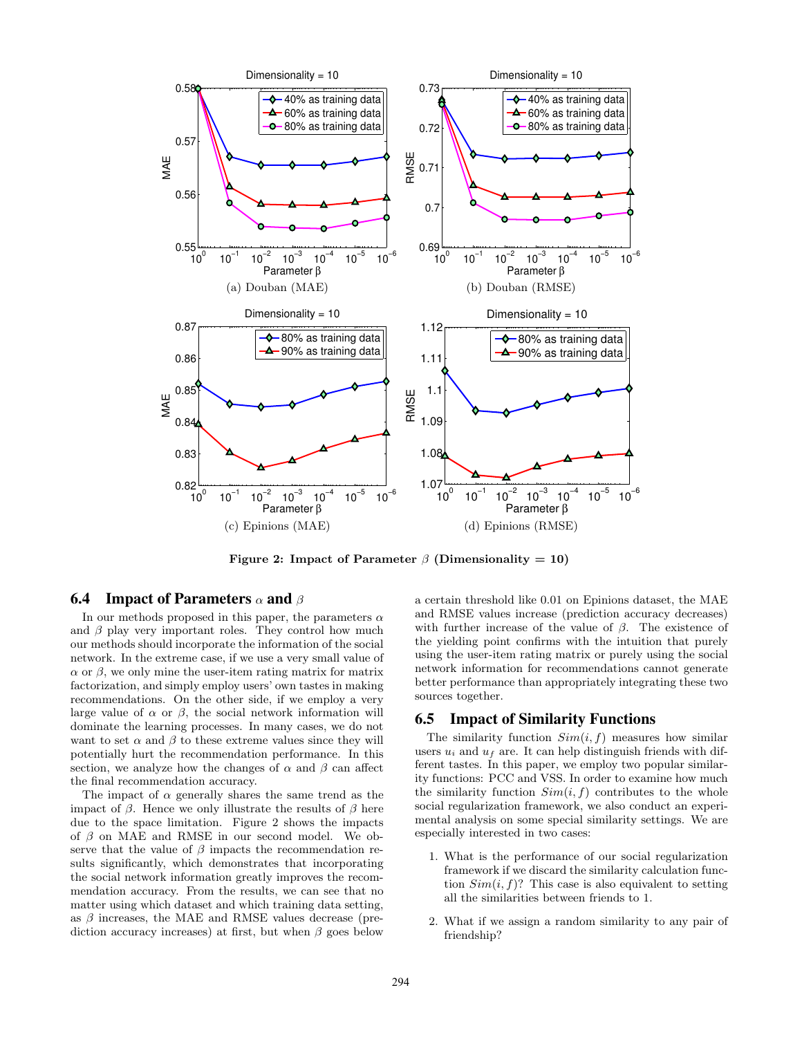Figure 2: Impact of Parameter $\beta$ (Dimensionality = 10)

(a) Douban (MAE)

(b) Douban (RMSE)

(c) Epinions (MAE)

(d) Epinions (RMSE)

### 6.4 Impact of Parameters $\alpha$ and $\beta$

In our methods proposed in this paper, the parameters $\alpha$ and $\beta$ play very important roles. They control how much our methods should incorporate the information of the social network. In the extreme case, if we use a very small value of $\alpha$ or $\beta$, we only mine the user-item rating matrix for matrix factorization, and simply employ users' own tastes in making recommendations. On the other side, if we employ a very large value of $\alpha$ or $\beta$, the social network information will dominate the learning processes. In many cases, we do not want to set $\alpha$ and $\beta$ to these extreme values since they will potentially hurt the recommendation performance. In this section, we analyze how the changes of $\alpha$ and $\beta$ can affect the final recommendation accuracy.

The impact of $\alpha$ generally shares the same trend as the impact of $\beta$. Hence we only illustrate the results of $\beta$ here due to the space limitation. Figure 2 shows the impacts of $\beta$ on MAE and RMSE in our second model. We observe that the value of $\beta$ impacts the recommendation results significantly, which demonstrates that incorporating the social network information greatly improves the recommendation accuracy. From the results, we can see that no matter using which dataset and which training data setting, as $\beta$ increases, the MAE and RMSE values decrease (prediction accuracy increases) at first, but when $\beta$ goes below a certain threshold like 0.01 on Epinions dataset, the MAE and RMSE values increase (prediction accuracy decreases) with further increase of the value of $\beta$. The existence of the yielding point confirms with the intuition that purely using the user-item rating matrix or purely using the social network information for recommendations cannot generate better performance than appropriately integrating these two sources together.

### 6.5 Impact of Similarity Functions

The similarity function $Sim(i, f)$ measures how similar users $u_i$ and $u_f$ are. It can help distinguish friends with different tastes. In this paper, we employ two popular similarity functions: PCC and VSS. In order to examine how much the similarity function $Sim(i, f)$ contributes to the whole social regularization framework, we also conduct an experimental analysis on some special similarity settings. We are especially interested in two cases:

1. What is the performance of our social regularization framework if we discard the similarity calculation function $Sim(i, f)$? This case is also equivalent to setting all the similarities between friends to 1.

2. What if we assign a random similarity to any pair of friendship?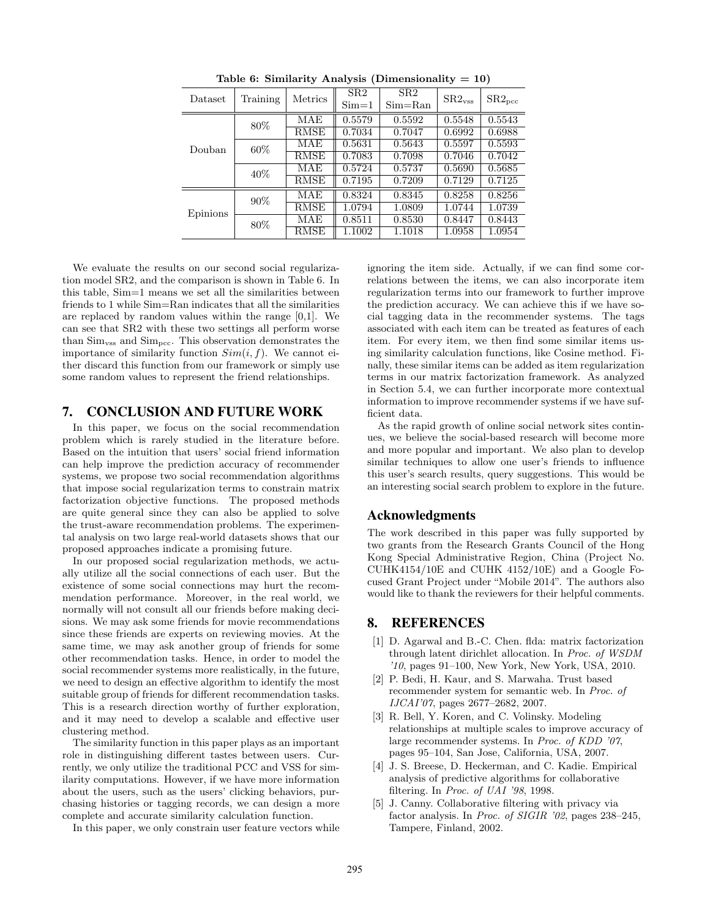**Table 6: Similarity Analysis (Dimensionality = 10)**

| Dataset | Training | Metrics | SR2 Sim=1 | SR2 Sim=Ran | $SR2_{vss}$ | $SR2_{pcc}$ |
|---|---|---|---|---|---|---|
| Douban | 80% | MAE | 0.5579 | 0.5592 | 0.5548 | 0.5543 |
| | | RMSE | 0.7034 | 0.7047 | 0.6992 | 0.6988 |
| | 60% | MAE | 0.5631 | 0.5643 | 0.5597 | 0.5593 |
| | | RMSE | 0.7083 | 0.7098 | 0.7046 | 0.7042 |
| | 40% | MAE | 0.5724 | 0.5737 | 0.5690 | 0.5685 |
| | | RMSE | 0.7195 | 0.7209 | 0.7129 | 0.7125 |
| Epinions | 90% | MAE | 0.8324 | 0.8345 | 0.8258 | 0.8256 |
| | | RMSE | 1.0794 | 1.0809 | 1.0744 | 1.0739 |
| | 80% | MAE | 0.8511 | 0.8530 | 0.8447 | 0.8443 |
| | | RMSE | 1.1002 | 1.1018 | 1.0958 | 1.0954 |

We evaluate the results on our second social regularization model SR2, and the comparison is shown in Table 6. In this table, Sim=1 means we set all the similarities between friends to 1 while Sim=Ran indicates that all the similarities are replaced by random values within the range [0,1]. We can see that SR2 with these two settings all perform worse than $Sim_{vss}$ and $Sim_{pcc}$. This observation demonstrates the importance of similarity function $Sim(i, f)$. We cannot either discard this function from our framework or simply use some random values to represent the friend relationships.

## 7. CONCLUSION AND FUTURE WORK

In this paper, we focus on the social recommendation problem which is rarely studied in the literature before. Based on the intuition that users' social friend information can help improve the prediction accuracy of recommender systems, we propose two social recommendation algorithms that impose social regularization terms to constrain matrix factorization objective functions. The proposed methods are quite general since they can also be applied to solve the trust-aware recommendation problems. The experimental analysis on two large real-world datasets shows that our proposed approaches indicate a promising future.

In our proposed social regularization methods, we actually utilize all the social connections of each user. But the existence of some social connections may hurt the recommendation performance. Moreover, in the real world, we normally will not consult all our friends before making decisions. We may ask some friends for movie recommendations since these friends are experts on reviewing movies. At the same time, we may ask another group of friends for some other recommendation tasks. Hence, in order to model the social recommender systems more realistically, in the future, we need to design an effective algorithm to identify the most suitable group of friends for different recommendation tasks. This is a research direction worthy of further exploration, and it may need to develop a scalable and effective user clustering method.

The similarity function in this paper plays as an important role in distinguishing different tastes between users. Currently, we only utilize the traditional PCC and VSS for similarity computations. However, if we have more information about the users, such as the users' clicking behaviors, purchasing histories or tagging records, we can design a more complete and accurate similarity calculation function.

In this paper, we only constrain user feature vectors while ignoring the item side. Actually, if we can find some correlations between the items, we can also incorporate item regularization terms into our framework to further improve the prediction accuracy. We can achieve this if we have social tagging data in the recommender systems. The tags associated with each item can be treated as features of each item. For every item, we then find some similar items using similarity calculation functions, like Cosine method. Finally, these similar items can be added as item regularization terms in our matrix factorization framework. As analyzed in Section 5.4, we can further incorporate more contextual information to improve recommender systems if we have sufficient data.

As the rapid growth of online social network sites continues, we believe the social-based research will become more and more popular and important. We also plan to develop similar techniques to allow one user's friends to influence this user's search results, query suggestions. This would be an interesting social search problem to explore in the future.

## Acknowledgments

The work described in this paper was fully supported by two grants from the Research Grants Council of the Hong Kong Special Administrative Region, China (Project No. CUHK4154/10E and CUHK 4152/10E) and a Google Focused Grant Project under "Mobile 2014". The authors also would like to thank the reviewers for their helpful comments.

## 8. REFERENCES

[1] D. Agarwal and B.-C. Chen. flda: matrix factorization through latent dirichlet allocation. In *Proc. of WSDM '10*, pages 91–100, New York, New York, USA, 2010.

[2] P. Bedi, H. Kaur, and S. Marwaha. Trust based recommender system for semantic web. In *Proc. of IJCAI'07*, pages 2677–2682, 2007.

[3] R. Bell, Y. Koren, and C. Volinsky. Modeling relationships at multiple scales to improve accuracy of large recommender systems. In *Proc. of KDD '07*, pages 95–104, San Jose, California, USA, 2007.

[4] J. S. Breese, D. Heckerman, and C. Kadie. Empirical analysis of predictive algorithms for collaborative filtering. In *Proc. of UAI '98*, 1998.

[5] J. Canny. Collaborative filtering with privacy via factor analysis. In *Proc. of SIGIR '02*, pages 238–245, Tampere, Finland, 2002.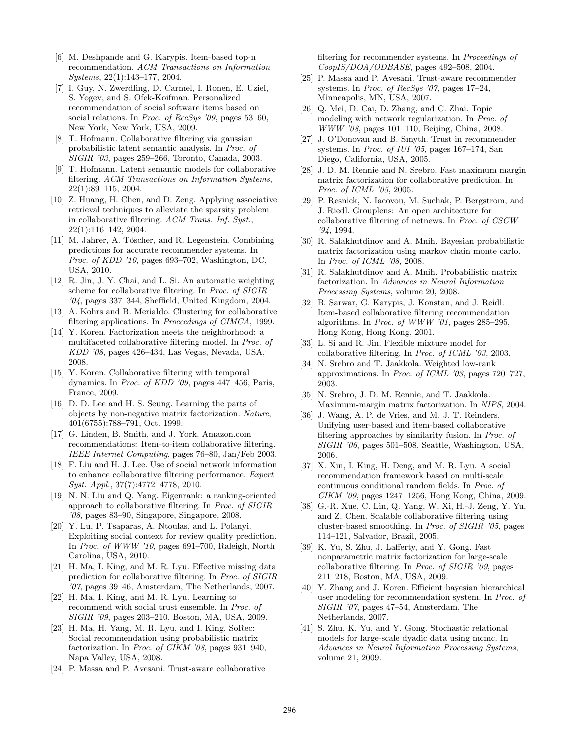[6] M. Deshpande and G. Karypis. Item-based top-n recommendation. *ACM Transactions on Information Systems*, 22(1):143–177, 2004.

[7] I. Guy, N. Zwerdling, D. Carmel, I. Ronen, E. Uziel, S. Yogev, and S. Ofek-Koifman. Personalized recommendation of social software items based on social relations. In *Proc. of RecSys '09*, pages 53–60, New York, New York, USA, 2009.

[8] T. Hofmann. Collaborative filtering via gaussian probabilistic latent semantic analysis. In *Proc. of SIGIR '03*, pages 259–266, Toronto, Canada, 2003.

[9] T. Hofmann. Latent semantic models for collaborative filtering. *ACM Transactions on Information Systems*, 22(1):89–115, 2004.

[10] Z. Huang, H. Chen, and D. Zeng. Applying associative retrieval techniques to alleviate the sparsity problem in collaborative filtering. *ACM Trans. Inf. Syst.*, 22(1):116–142, 2004.

[11] M. Jahrer, A. Töscher, and R. Legenstein. Combining predictions for accurate recommender systems. In *Proc. of KDD '10*, pages 693–702, Washington, DC, USA, 2010.

[12] R. Jin, J. Y. Chai, and L. Si. An automatic weighting scheme for collaborative filtering. In *Proc. of SIGIR '04*, pages 337–344, Sheffield, United Kingdom, 2004.

[13] A. Kohrs and B. Merialdo. Clustering for collaborative filtering applications. In *Proceedings of CIMCA*, 1999.

[14] Y. Koren. Factorization meets the neighborhood: a multifaceted collaborative filtering model. In *Proc. of KDD '08*, pages 426–434, Las Vegas, Nevada, USA, 2008.

[15] Y. Koren. Collaborative filtering with temporal dynamics. In *Proc. of KDD '09*, pages 447–456, Paris, France, 2009.

[16] D. D. Lee and H. S. Seung. Learning the parts of objects by non-negative matrix factorization. *Nature*, 401(6755):788–791, Oct. 1999.

[17] G. Linden, B. Smith, and J. York. Amazon.com recommendations: Item-to-item collaborative filtering. *IEEE Internet Computing*, pages 76–80, Jan/Feb 2003.

[18] F. Liu and H. J. Lee. Use of social network information to enhance collaborative filtering performance. *Expert Syst. Appl.*, 37(7):4772–4778, 2010.

[19] N. N. Liu and Q. Yang. Eigenrank: a ranking-oriented approach to collaborative filtering. In *Proc. of SIGIR '08*, pages 83–90, Singapore, Singapore, 2008.

[20] Y. Lu, P. Tsaparas, A. Ntoulas, and L. Polanyi. Exploiting social context for review quality prediction. In *Proc. of WWW '10*, pages 691–700, Raleigh, North Carolina, USA, 2010.

[21] H. Ma, I. King, and M. R. Lyu. Effective missing data prediction for collaborative filtering. In *Proc. of SIGIR '07*, pages 39–46, Amsterdam, The Netherlands, 2007.

[22] H. Ma, I. King, and M. R. Lyu. Learning to recommend with social trust ensemble. In *Proc. of SIGIR '09*, pages 203–210, Boston, MA, USA, 2009.

[23] H. Ma, H. Yang, M. R. Lyu, and I. King. SoRec: Social recommendation using probabilistic matrix factorization. In *Proc. of CIKM '08*, pages 931–940, Napa Valley, USA, 2008.

[24] P. Massa and P. Avesani. Trust-aware collaborative filtering for recommender systems. In *Proceedings of CoopIS/DOA/ODBASE*, pages 492–508, 2004.

[25] P. Massa and P. Avesani. Trust-aware recommender systems. In *Proc. of RecSys '07*, pages 17–24, Minneapolis, MN, USA, 2007.

[26] Q. Mei, D. Cai, D. Zhang, and C. Zhai. Topic modeling with network regularization. In *Proc. of WWW '08*, pages 101–110, Beijing, China, 2008.

[27] J. O'Donovan and B. Smyth. Trust in recommender systems. In *Proc. of IUI '05*, pages 167–174, San Diego, California, USA, 2005.

[28] J. D. M. Rennie and N. Srebro. Fast maximum margin matrix factorization for collaborative prediction. In *Proc. of ICML '05*, 2005.

[29] P. Resnick, N. Iacovou, M. Suchak, P. Bergstrom, and J. Riedl. Grouplens: An open architecture for collaborative filtering of netnews. In *Proc. of CSCW '94*, 1994.

[30] R. Salakhutdinov and A. Mnih. Bayesian probabilistic matrix factorization using markov chain monte carlo. In *Proc. of ICML '08*, 2008.

[31] R. Salakhutdinov and A. Mnih. Probabilistic matrix factorization. In *Advances in Neural Information Processing Systems*, volume 20, 2008.

[32] B. Sarwar, G. Karypis, J. Konstan, and J. Reidl. Item-based collaborative filtering recommendation algorithms. In *Proc. of WWW '01*, pages 285–295, Hong Kong, Hong Kong, 2001.

[33] L. Si and R. Jin. Flexible mixture model for collaborative filtering. In *Proc. of ICML '03*, 2003.

[34] N. Srebro and T. Jaakkola. Weighted low-rank approximations. In *Proc. of ICML '03*, pages 720–727, 2003.

[35] N. Srebro, J. D. M. Rennie, and T. Jaakkola. Maximum-margin matrix factorization. In *NIPS*, 2004.

[36] J. Wang, A. P. de Vries, and M. J. T. Reinders. Unifying user-based and item-based collaborative filtering approaches by similarity fusion. In *Proc. of SIGIR '06*, pages 501–508, Seattle, Washington, USA, 2006.

[37] X. Xin, I. King, H. Deng, and M. R. Lyu. A social recommendation framework based on multi-scale continuous conditional random fields. In *Proc. of CIKM '09*, pages 1247–1256, Hong Kong, China, 2009.

[38] G.-R. Xue, C. Lin, Q. Yang, W. Xi, H.-J. Zeng, Y. Yu, and Z. Chen. Scalable collaborative filtering using cluster-based smoothing. In *Proc. of SIGIR '05*, pages 114–121, Salvador, Brazil, 2005.

[39] K. Yu, S. Zhu, J. Lafferty, and Y. Gong. Fast nonparametric matrix factorization for large-scale collaborative filtering. In *Proc. of SIGIR '09*, pages 211–218, Boston, MA, USA, 2009.

[40] Y. Zhang and J. Koren. Efficient bayesian hierarchical user modeling for recommendation system. In *Proc. of SIGIR '07*, pages 47–54, Amsterdam, The Netherlands, 2007.

[41] S. Zhu, K. Yu, and Y. Gong. Stochastic relational models for large-scale dyadic data using mcmc. In *Advances in Neural Information Processing Systems*, volume 21, 2009.